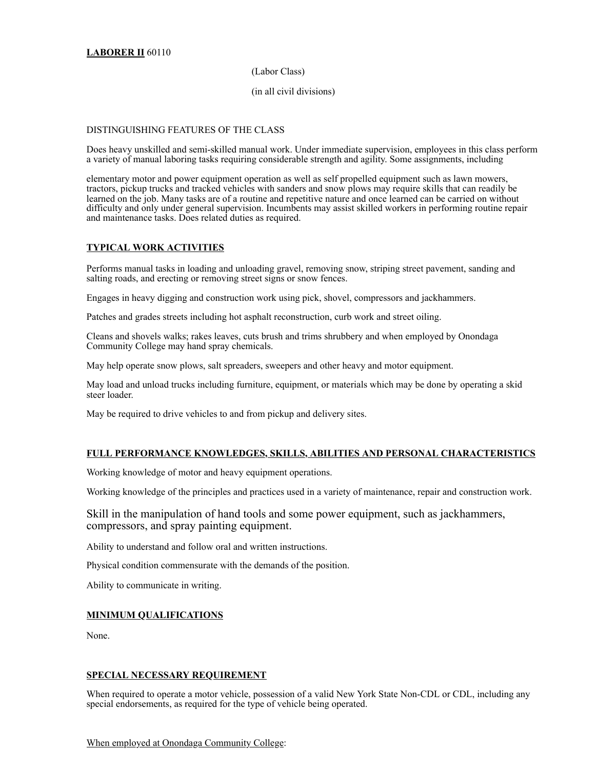**LABORER II** 60110

(Labor Class)

(in all civil divisions)

DISTINGUISHING FEATURES OF THE CLASS

Does heavy unskilled and semi-skilled manual work. Under immediate supervision, employees in this class perform a variety of manual laboring tasks requiring considerable strength and agility. Some assignments, including

elementary motor and power equipment operation as well as self propelled equipment such as lawn mowers, tractors, pickup trucks and tracked vehicles with sanders and snow plows may require skills that can readily be learned on the job. Many tasks are of a routine and repetitive nature and once learned can be carried on without difficulty and only under general supervision. Incumbents may assist skilled workers in performing routine repair and maintenance tasks. Does related duties as required.

## TYPICAL WORK ACTIVITIES

Performs manual tasks in loading and unloading gravel, removing snow, striping street pavement, sanding and salting roads, and erecting or removing street signs or snow fences.

Engages in heavy digging and construction work using pick, shovel, compressors and jackhammers.

Patches and grades streets including hot asphalt reconstruction, curb work and street oiling.

Cleans and shovels walks; rakes leaves, cuts brush and trims shrubbery and when employed by Onondaga Community College may hand spray chemicals.

May help operate snow plows, salt spreaders, sweepers and other heavy and motor equipment.

May load and unload trucks including furniture, equipment, or materials which may be done by operating a skid steer loader.

May be required to drive vehicles to and from pickup and delivery sites.

## FULL PERFORMANCE KNOWLEDGES, SKILLS, ABILITIES AND PERSONAL CHARACTERISTICS

Working knowledge of motor and heavy equipment operations.

Working knowledge of the principles and practices used in a variety of maintenance, repair and construction work.

Skill in the manipulation of hand tools and some power equipment, such as jackhammers, compressors, and spray painting equipment.

Ability to understand and follow oral and written instructions.

Physical condition commensurate with the demands of the position.

Ability to communicate in writing.

## MINIMUM QUALIFICATIONS

None.

## SPECIAL NECESSARY REQUIREMENT

When required to operate a motor vehicle, possession of a valid New York State Non-CDL or CDL, including any special endorsements, as required for the type of vehicle being operated.

When employed at Onondaga Community College: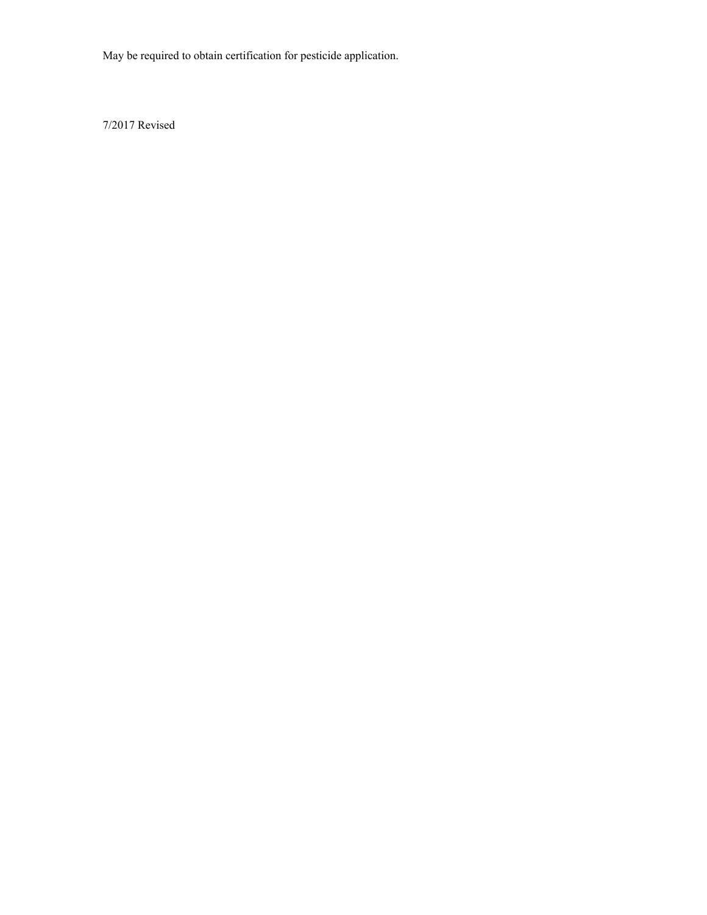May be required to obtain certification for pesticide application.

7/2017 Revised